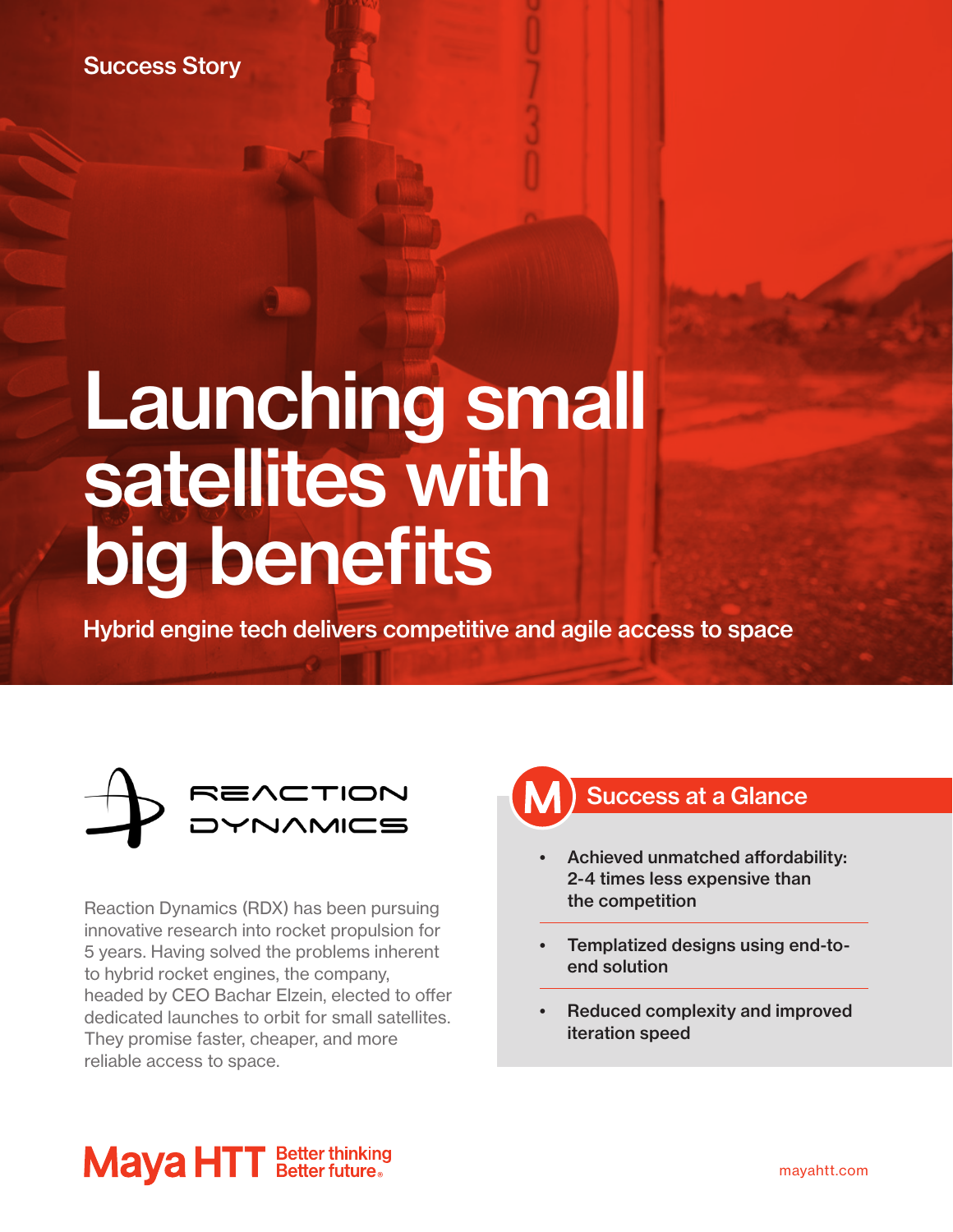Success Story

# Launching small satellites with big benefits

**Hybrid engine tech delivers competitive and agile access to space**

REACTION DYNAMICS

Reaction Dynamics (RDX) has been pursuing innovative research into rocket propulsion for 5 years. Having solved the problems inherent to hybrid rocket engines, the company, headed by CEO Bachar Elzein, elected to offer dedicated launches to orbit for small satellites. They promise faster, cheaper, and more reliable access to space.

## Success at a Glance

- **Achieved unmatched affordability: 2-4 times less expensive than the competition**
- **Templatized designs using end-to-end solution**
- **Reduced complexity and improved iteration speed**

Maya HTT Better thinking Better future.

mayahtt.com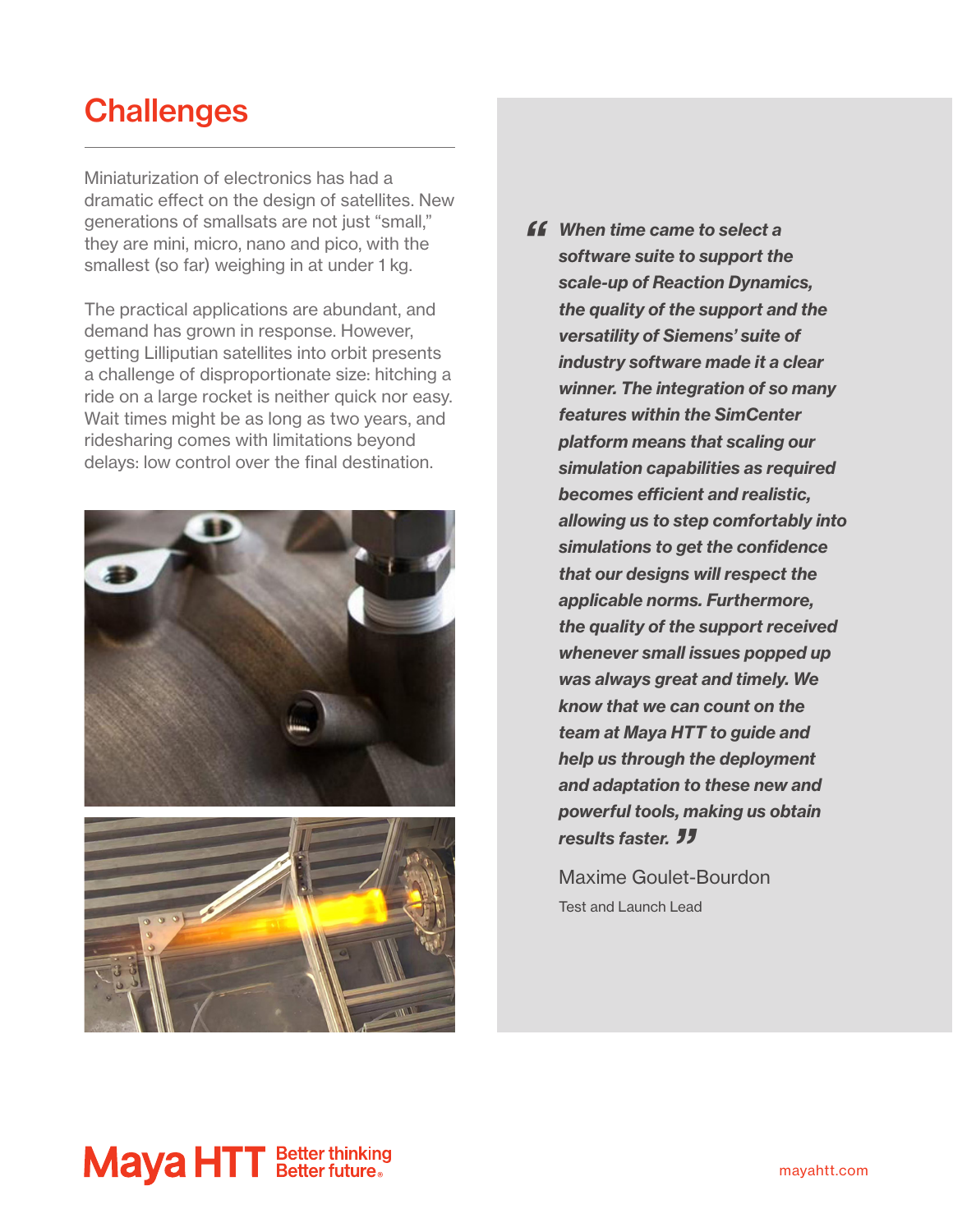## Challenges

Miniaturization of electronics has had a dramatic effect on the design of satellites. New generations of smallsats are not just “small,” they are mini, micro, nano and pico, with the smallest (so far) weighing in at under 1 kg.

The practical applications are abundant, and demand has grown in response. However, getting Lilliputian satellites into orbit presents a challenge of disproportionate size: hitching a ride on a large rocket is neither quick nor easy. Wait times might be as long as two years, and ridesharing comes with limitations beyond delays: low control over the final destination.

> ***“When time came to select a software suite to support the scale-up of Reaction Dynamics, the quality of the support and the versatility of Siemens’ suite of industry software made it a clear winner. The integration of so many features within the SimCenter platform means that scaling our simulation capabilities as required becomes efficient and realistic, allowing us to step comfortably into simulations to get the confidence that our designs will respect the applicable norms. Furthermore, the quality of the support received whenever small issues popped up was always great and timely. We know that we can count on the team at Maya HTT to guide and help us through the deployment and adaptation to these new and powerful tools, making us obtain results faster.”***
>
> Maxime Goulet-Bourdon
>
> Test and Launch Lead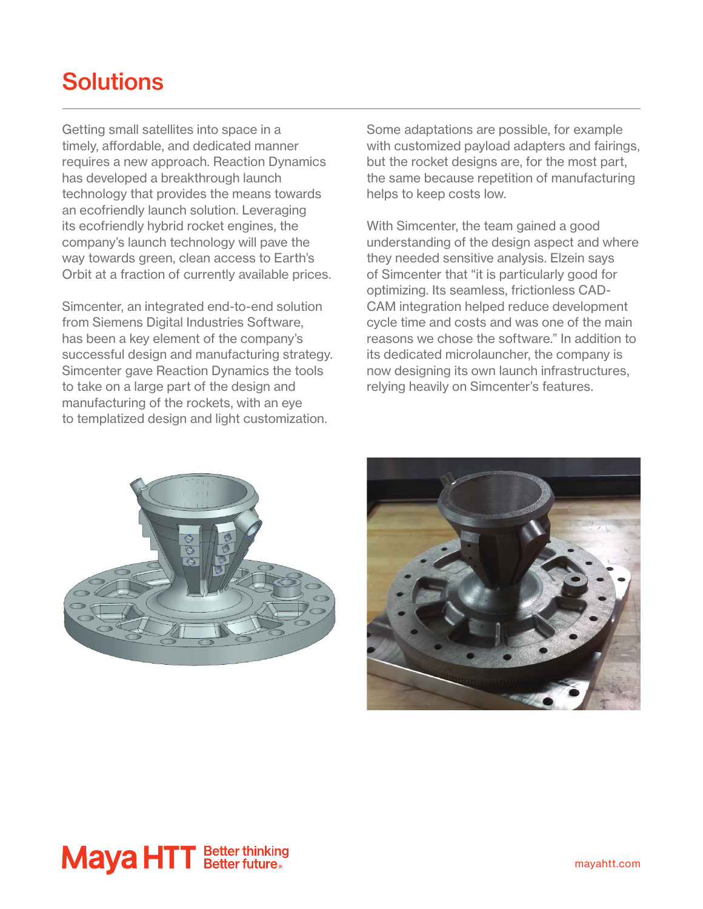# Solutions

Getting small satellites into space in a timely, affordable, and dedicated manner requires a new approach. Reaction Dynamics has developed a breakthrough launch technology that provides the means towards an ecofriendly launch solution. Leveraging its ecofriendly hybrid rocket engines, the company's launch technology will pave the way towards green, clean access to Earth's Orbit at a fraction of currently available prices.

Simcenter, an integrated end-to-end solution from Siemens Digital Industries Software, has been a key element of the company's successful design and manufacturing strategy. Simcenter gave Reaction Dynamics the tools to take on a large part of the design and manufacturing of the rockets, with an eye to templatized design and light customization.

Some adaptations are possible, for example with customized payload adapters and fairings, but the rocket designs are, for the most part, the same because repetition of manufacturing helps to keep costs low.

With Simcenter, the team gained a good understanding of the design aspect and where they needed sensitive analysis. Elzein says of Simcenter that "it is particularly good for optimizing. Its seamless, frictionless CAD-CAM integration helped reduce development cycle time and costs and was one of the main reasons we chose the software." In addition to its dedicated microlauncher, the company is now designing its own launch infrastructures, relying heavily on Simcenter's features.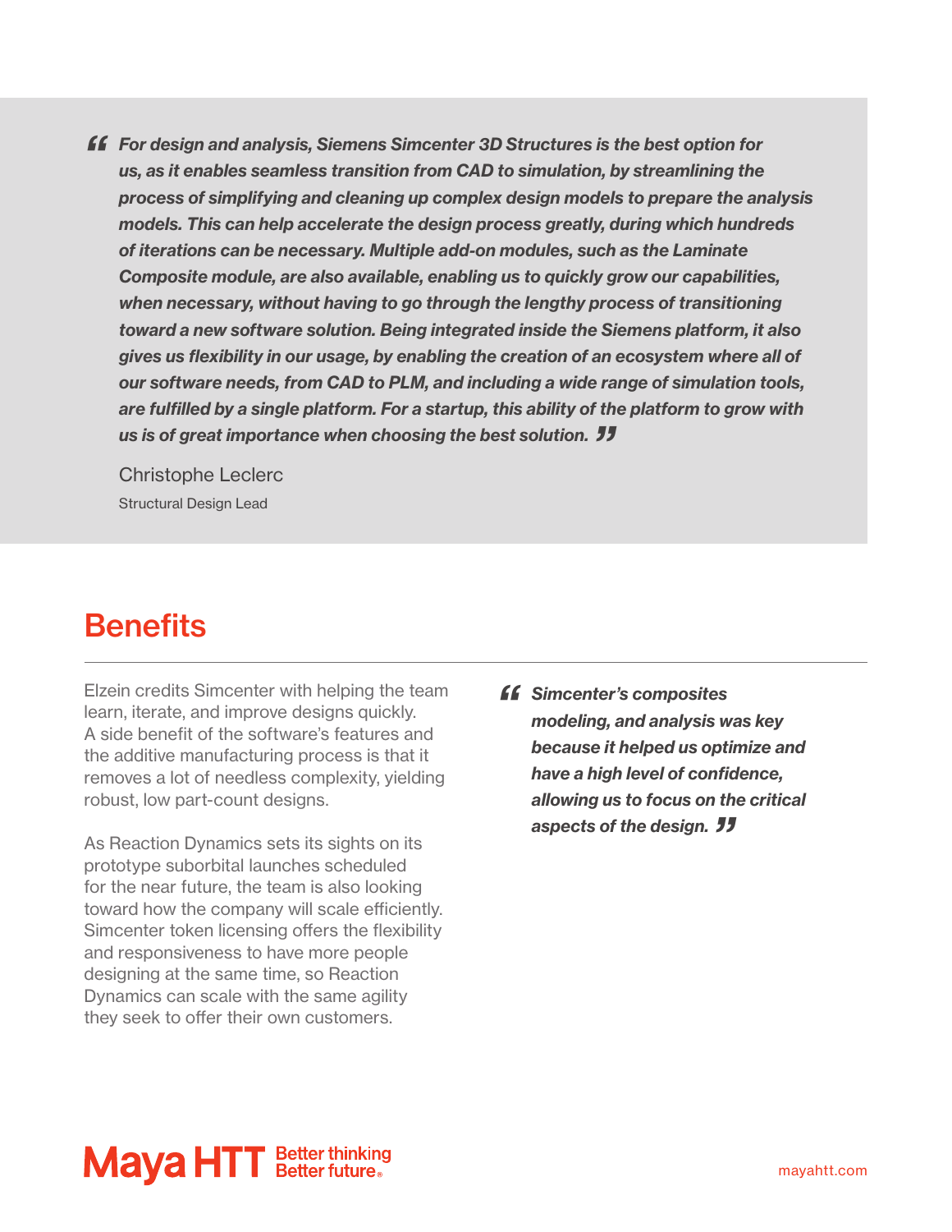> ***"For design and analysis, Siemens Simcenter 3D Structures is the best option for us, as it enables seamless transition from CAD to simulation, by streamlining the process of simplifying and cleaning up complex design models to prepare the analysis models. This can help accelerate the design process greatly, during which hundreds of iterations can be necessary. Multiple add-on modules, such as the Laminate Composite module, are also available, enabling us to quickly grow our capabilities, when necessary, without having to go through the lengthy process of transitioning toward a new software solution. Being integrated inside the Siemens platform, it also gives us flexibility in our usage, by enabling the creation of an ecosystem where all of our software needs, from CAD to PLM, and including a wide range of simulation tools, are fulfilled by a single platform. For a startup, this ability of the platform to grow with us is of great importance when choosing the best solution."***
>
> Christophe Leclerc
> Structural Design Lead

## Benefits

Elzein credits Simcenter with helping the team learn, iterate, and improve designs quickly. A side benefit of the software's features and the additive manufacturing process is that it removes a lot of needless complexity, yielding robust, low part-count designs.

As Reaction Dynamics sets its sights on its prototype suborbital launches scheduled for the near future, the team is also looking toward how the company will scale efficiently. Simcenter token licensing offers the flexibility and responsiveness to have more people designing at the same time, so Reaction Dynamics can scale with the same agility they seek to offer their own customers.

> ***"Simcenter's composites modeling, and analysis was key because it helped us optimize and have a high level of confidence, allowing us to focus on the critical aspects of the design."***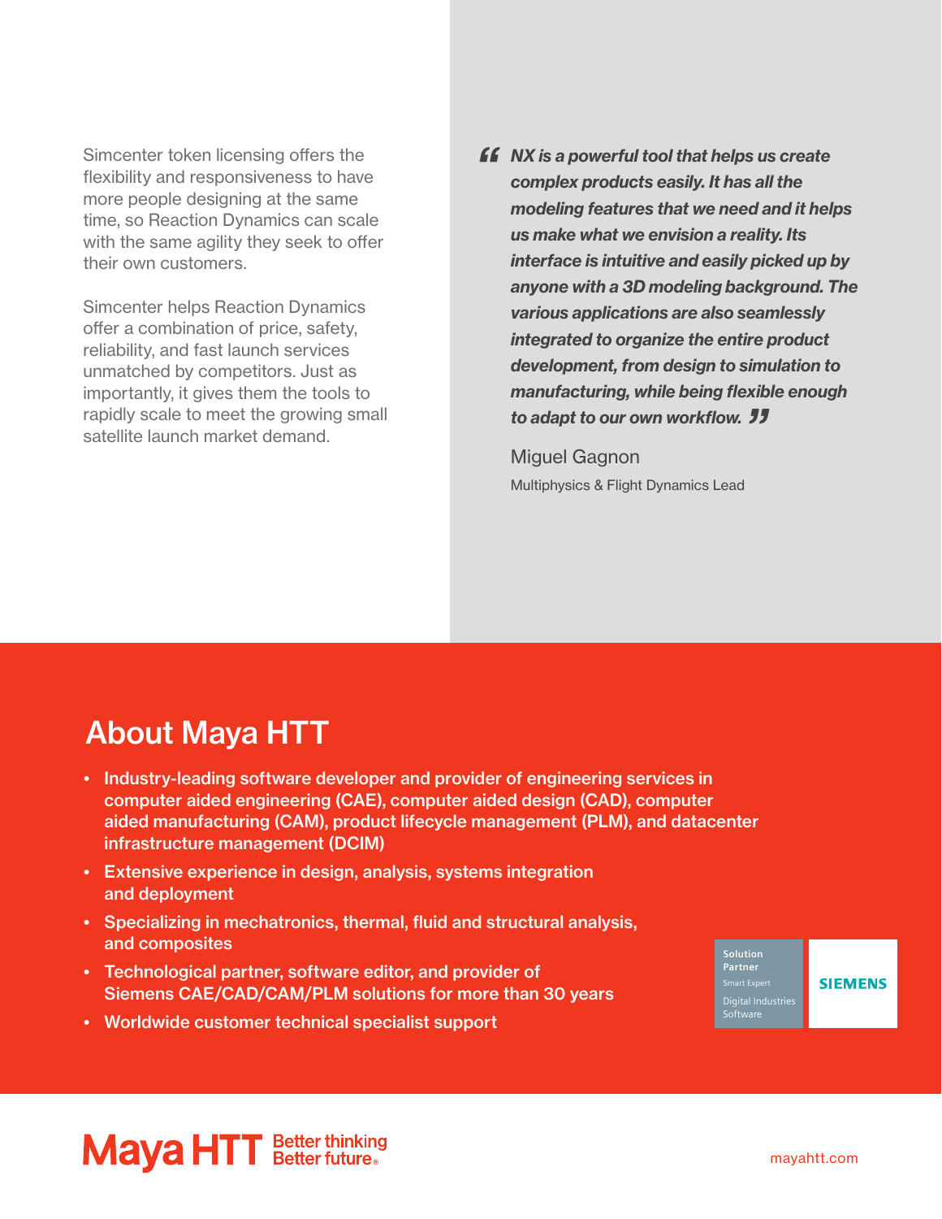Simcenter token licensing offers the flexibility and responsiveness to have more people designing at the same time, so Reaction Dynamics can scale with the same agility they seek to offer their own customers.

Simcenter helps Reaction Dynamics offer a combination of price, safety, reliability, and fast launch services unmatched by competitors. Just as importantly, it gives them the tools to rapidly scale to meet the growing small satellite launch market demand.

> ***“NX is a powerful tool that helps us create complex products easily. It has all the modeling features that we need and it helps us make what we envision a reality. Its interface is intuitive and easily picked up by anyone with a 3D modeling background. The various applications are also seamlessly integrated to organize the entire product development, from design to simulation to manufacturing, while being flexible enough to adapt to our own workflow.”***
>
> Miguel Gagnon
> Multiphysics & Flight Dynamics Lead

## About Maya HTT

- **Industry-leading software developer and provider of engineering services in computer aided engineering (CAE), computer aided design (CAD), computer aided manufacturing (CAM), product lifecycle management (PLM), and datacenter infrastructure management (DCIM)**
- **Extensive experience in design, analysis, systems integration and deployment**
- **Specializing in mechatronics, thermal, fluid and structural analysis, and composites**
- **Technological partner, software editor, and provider of Siemens CAE/CAD/CAM/PLM solutions for more than 30 years**
- **Worldwide customer technical specialist support**

Solution Partner
Smart Expert
Digital Industries Software
SIEMENS

Maya HTT Better thinking Better future®

mayahtt.com